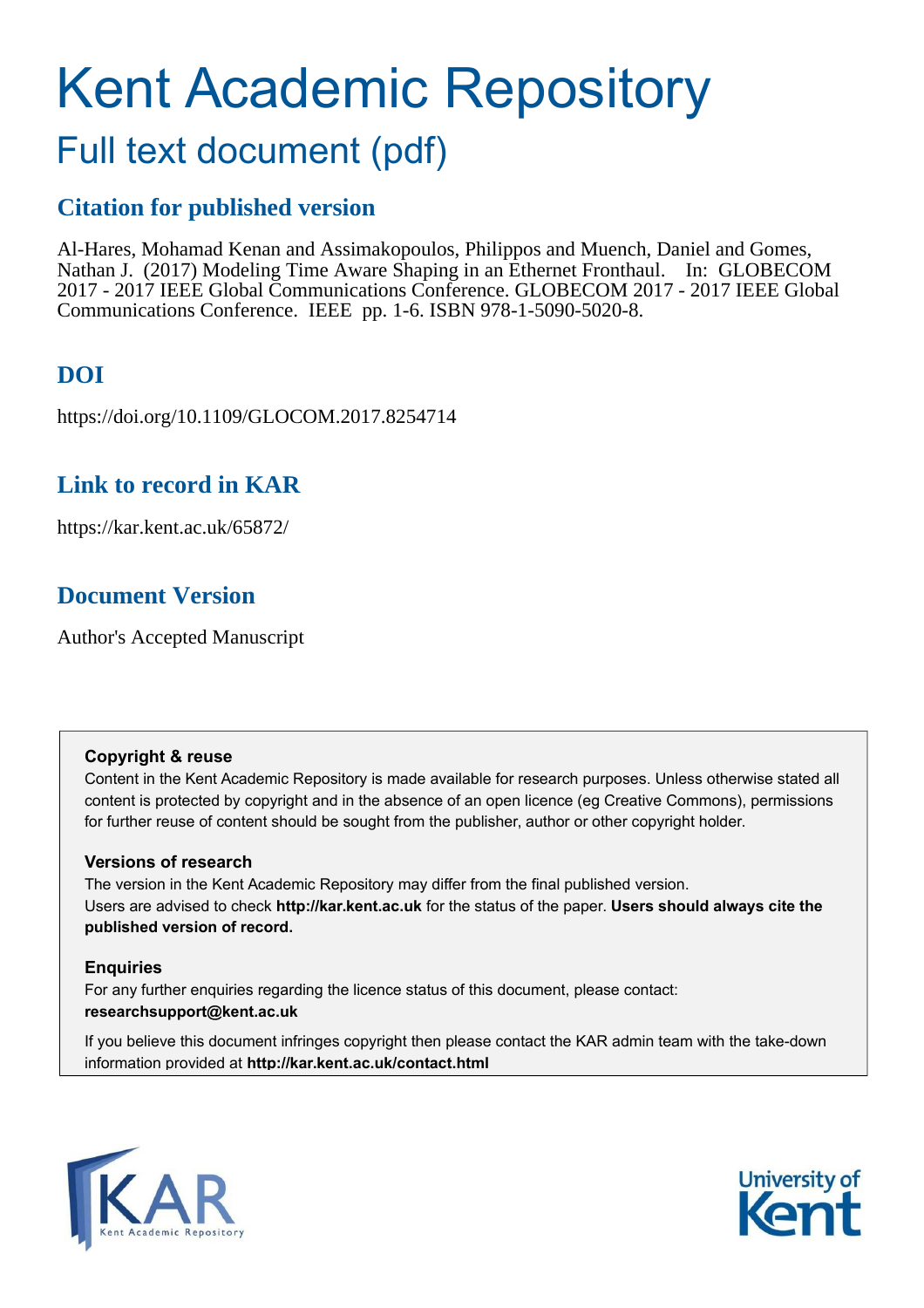# Kent Academic Repository

## Full text document (pdf)

### Citation for published version

Al-Hares, Mohamad Kenan and Assimakopoulos, Philippos and Muench, Daniel and Gomes, Nathan J. (2017) Modeling Time Aware Shaping in an Ethernet Fronthaul. In: GLOBECOM 2017 - 2017 IEEE Global Communications Conference. GLOBECOM 2017 - 2017 IEEE Global Communications Conference. IEEE pp. 1-6. ISBN 978-1-5090-5020-8.

### DOI

https://doi.org/10.1109/GLOCOM.2017.8254714

### Link to record in KAR

https://kar.kent.ac.uk/65872/

### Document Version

Author's Accepted Manuscript

**Copyright & reuse**

Content in the Kent Academic Repository is made available for research purposes. Unless otherwise stated all content is protected by copyright and in the absence of an open licence (eg Creative Commons), permissions for further reuse of content should be sought from the publisher, author or other copyright holder.

**Versions of research**

The version in the Kent Academic Repository may differ from the final published version. Users are advised to check **http://kar.kent.ac.uk** for the status of the paper. **Users should always cite the published version of record.**

**Enquiries**

For any further enquiries regarding the licence status of this document, please contact: **researchsupport@kent.ac.uk**

If you believe this document infringes copyright then please contact the KAR admin team with the take-down information provided at **http://kar.kent.ac.uk/contact.html**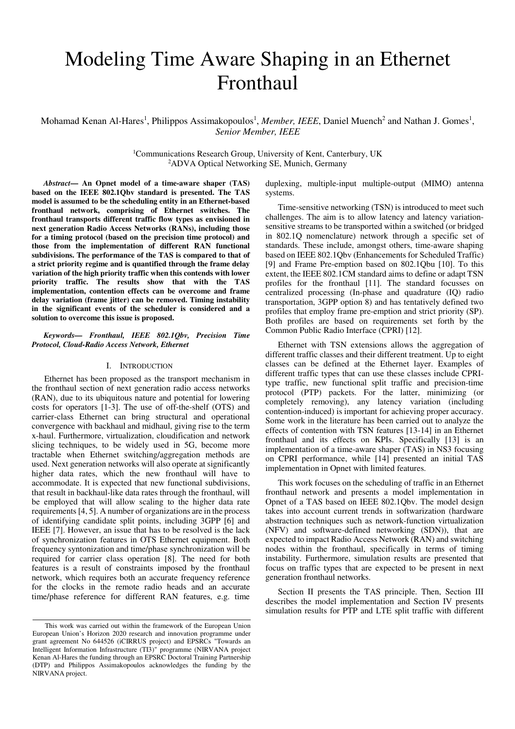# Modeling Time Aware Shaping in an Ethernet Fronthaul

Mohamad Kenan Al-Hares[1], Philippos Assimakopoulos[1], *Member, IEEE*, Daniel Muench[2] and Nathan J. Gomes[1], *Senior Member, IEEE*

[1]Communications Research Group, University of Kent, Canterbury, UK
[2]ADVA Optical Networking SE, Munich, Germany

***Abstract*— An Opnet model of a time-aware shaper (TAS) based on the IEEE 802.1Qbv standard is presented. The TAS model is assumed to be the scheduling entity in an Ethernet-based fronthaul network, comprising of Ethernet switches. The fronthaul transports different traffic flow types as envisioned in next generation Radio Access Networks (RANs), including those for a timing protocol (based on the precision time protocol) and those from the implementation of different RAN functional subdivisions. The performance of the TAS is compared to that of a strict priority regime and is quantified through the frame delay variation of the high priority traffic when this contends with lower priority traffic. The results show that with the TAS implementation, contention effects can be overcome and frame delay variation (frame jitter) can be removed. Timing instability in the significant events of the scheduler is considered and a solution to overcome this issue is proposed.**

***Keywords*— Fronthaul, IEEE 802.1Qbv, Precision Time Protocol, Cloud-Radio Access Network, Ethernet**

## I. Introduction

Ethernet has been proposed as the transport mechanism in the fronthaul section of next generation radio access networks (RAN), due to its ubiquitous nature and potential for lowering costs for operators [1-3]. The use of off-the-shelf (OTS) and carrier-class Ethernet can bring structural and operational convergence with backhaul and midhaul, giving rise to the term x-haul. Furthermore, virtualization, cloudification and network slicing techniques, to be widely used in 5G, become more tractable when Ethernet switching/aggregation methods are used. Next generation networks will also operate at significantly higher data rates, which the new fronthaul will have to accommodate. It is expected that new functional subdivisions, that result in backhaul-like data rates through the fronthaul, will be employed that will allow scaling to the higher data rate requirements [4, 5]. A number of organizations are in the process of identifying candidate split points, including 3GPP [6] and IEEE [7]. However, an issue that has to be resolved is the lack of synchronization features in OTS Ethernet equipment. Both frequency syntonization and time/phase synchronization will be required for carrier class operation [8]. The need for both features is a result of constraints imposed by the fronthaul network, which requires both an accurate frequency reference for the clocks in the remote radio heads and an accurate time/phase reference for different RAN features, e.g. time duplexing, multiple-input multiple-output (MIMO) antenna systems.

Time-sensitive networking (TSN) is introduced to meet such challenges. The aim is to allow latency and latency variation-sensitive streams to be transported within a switched (or bridged in 802.1Q nomenclature) network through a specific set of standards. These include, amongst others, time-aware shaping based on IEEE 802.1Qbv (Enhancements for Scheduled Traffic) [9] and Frame Pre-emption based on 802.1Qbu [10]. To this extent, the IEEE 802.1CM standard aims to define or adapt TSN profiles for the fronthaul [11]. The standard focusses on centralized processing (In-phase and quadrature (IQ) radio transportation, 3GPP option 8) and has tentatively defined two profiles that employ frame pre-emption and strict priority (SP). Both profiles are based on requirements set forth by the Common Public Radio Interface (CPRI) [12].

Ethernet with TSN extensions allows the aggregation of different traffic classes and their different treatment. Up to eight classes can be defined at the Ethernet layer. Examples of different traffic types that can use these classes include CPRI-type traffic, new functional split traffic and precision-time protocol (PTP) packets. For the latter, minimizing (or completely removing), any latency variation (including contention-induced) is important for achieving proper accuracy. Some work in the literature has been carried out to analyze the effects of contention with TSN features [13-14] in an Ethernet fronthaul and its effects on KPIs. Specifically [13] is an implementation of a time-aware shaper (TAS) in NS3 focusing on CPRI performance, while [14] presented an initial TAS implementation in Opnet with limited features.

This work focuses on the scheduling of traffic in an Ethernet fronthaul network and presents a model implementation in Opnet of a TAS based on IEEE 802.1Qbv. The model design takes into account current trends in softwarization (hardware abstraction techniques such as network-function virtualization (NFV) and software-defined networking (SDN)), that are expected to impact Radio Access Network (RAN) and switching nodes within the fronthaul, specifically in terms of timing instability. Furthermore, simulation results are presented that focus on traffic types that are expected to be present in next generation fronthaul networks.

Section II presents the TAS principle. Then, Section III describes the model implementation and Section IV presents simulation results for PTP and LTE split traffic with different

This work was carried out within the framework of the European Union European Union's Horizon 2020 research and innovation programme under grant agreement No 644526 (iCIRRUS project) and EPSRCs "Towards an Intelligent Information Infrastructure (TI3)" programme (NIRVANA project Kenan Al-Hares the funding through an EPSRC Doctoral Training Partnership (DTP) and Philippos Assimakopoulos acknowledges the funding by the NIRVANA project.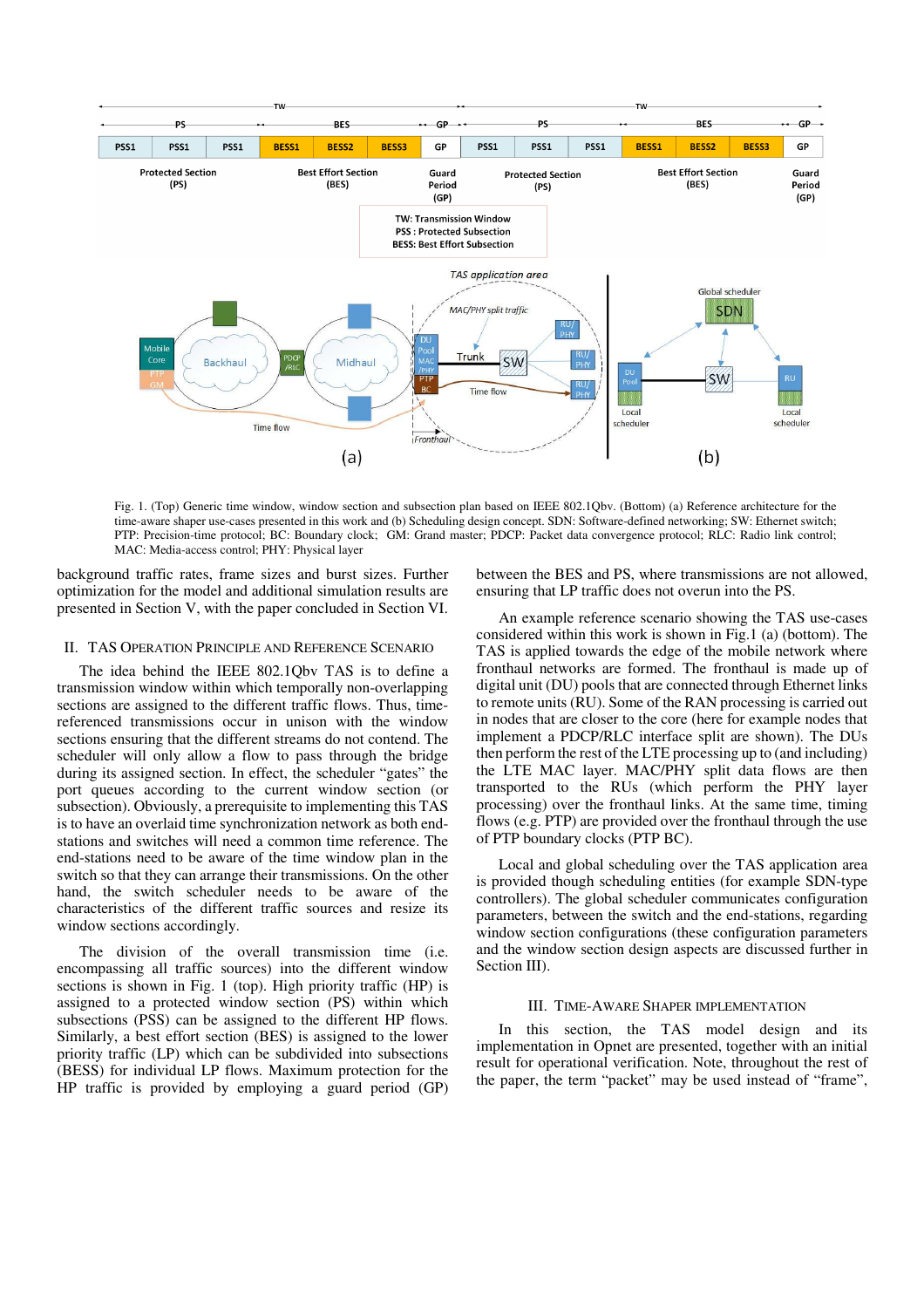Fig. 1. (Top) Generic time window, window section and subsection plan based on IEEE 802.1Qbv. (Bottom) (a) Reference architecture for the time-aware shaper use-cases presented in this work and (b) Scheduling design concept. SDN: Software-defined networking; SW: Ethernet switch; PTP: Precision-time protocol; BC: Boundary clock; GM: Grand master; PDCP: Packet data convergence protocol; RLC: Radio link control; MAC: Media-access control; PHY: Physical layer

background traffic rates, frame sizes and burst sizes. Further optimization for the model and additional simulation results are presented in Section V, with the paper concluded in Section VI.

## II. TAS Operation Principle and Reference Scenario

The idea behind the IEEE 802.1Qbv TAS is to define a transmission window within which temporally non-overlapping sections are assigned to the different traffic flows. Thus, time-referenced transmissions occur in unison with the window sections ensuring that the different streams do not contend. The scheduler will only allow a flow to pass through the bridge during its assigned section. In effect, the scheduler "gates" the port queues according to the current window section (or subsection). Obviously, a prerequisite to implementing this TAS is to have an overlaid time synchronization network as both end-stations and switches will need a common time reference. The end-stations need to be aware of the time window plan in the switch so that they can arrange their transmissions. On the other hand, the switch scheduler needs to be aware of the characteristics of the different traffic sources and resize its window sections accordingly.

The division of the overall transmission time (i.e. encompassing all traffic sources) into the different window sections is shown in Fig. 1 (top). High priority traffic (HP) is assigned to a protected window section (PS) within which subsections (PSS) can be assigned to the different HP flows. Similarly, a best effort section (BES) is assigned to the lower priority traffic (LP) which can be subdivided into subsections (BESS) for individual LP flows. Maximum protection for the HP traffic is provided by employing a guard period (GP) between the BES and PS, where transmissions are not allowed, ensuring that LP traffic does not overun into the PS.

An example reference scenario showing the TAS use-cases considered within this work is shown in Fig.1 (a) (bottom). The TAS is applied towards the edge of the mobile network where fronthaul networks are formed. The fronthaul is made up of digital unit (DU) pools that are connected through Ethernet links to remote units (RU). Some of the RAN processing is carried out in nodes that are closer to the core (here for example nodes that implement a PDCP/RLC interface split are shown). The DUs then perform the rest of the LTE processing up to (and including) the LTE MAC layer. MAC/PHY split data flows are then transported to the RUs (which perform the PHY layer processing) over the fronthaul links. At the same time, timing flows (e.g. PTP) are provided over the fronthaul through the use of PTP boundary clocks (PTP BC).

Local and global scheduling over the TAS application area is provided though scheduling entities (for example SDN-type controllers). The global scheduler communicates configuration parameters, between the switch and the end-stations, regarding window section configurations (these configuration parameters and the window section design aspects are discussed further in Section III).

## III. Time-Aware Shaper Implementation

In this section, the TAS model design and its implementation in Opnet are presented, together with an initial result for operational verification. Note, throughout the rest of the paper, the term "packet" may be used instead of "frame",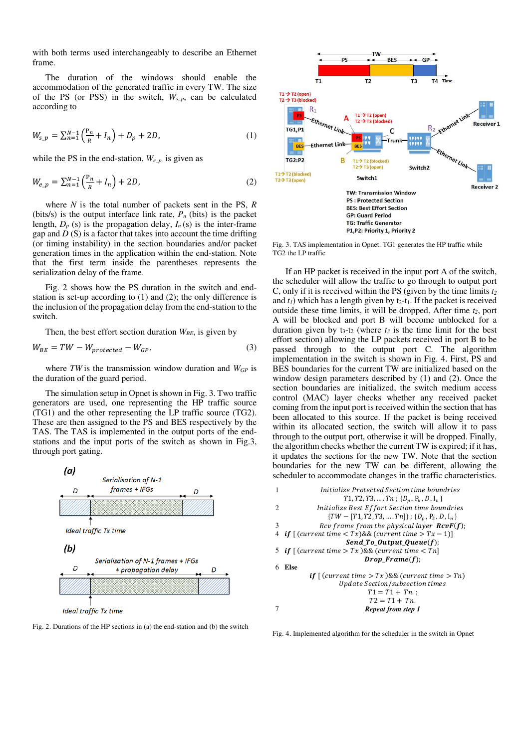with both terms used interchangeably to describe an Ethernet frame.

The duration of the windows should enable the accommodation of the generated traffic in every TW. The size of the PS (or PSS) in the switch, $W_{s\_p}$, can be calculated according to

$$W_{s\_p} = \sum_{n=1}^{N-1}\left(\frac{P_n}{R} + I_n\right) + D_p + 2D, \tag{1}$$

while the PS in the end-station, $W_{e\_p}$, is given as

$$W_{e\_p} = \sum_{n=1}^{N-1}\left(\frac{P_n}{R} + I_n\right) + 2D, \tag{2}$$

where $N$ is the total number of packets sent in the PS, $R$ (bits/s) is the output interface link rate, $P_n$ (bits) is the packet length, $D_p$ (s) is the propagation delay, $I_n$ (s) is the inter-frame gap and $D$ (S) is a factor that takes into account the time drifting (or timing instability) in the section boundaries and/or packet generation times in the application within the end-station. Note that the first term inside the parentheses represents the serialization delay of the frame.

Fig. 2 shows how the PS duration in the switch and end-station is set-up according to (1) and (2); the only difference is the inclusion of the propagation delay from the end-station to the switch.

Then, the best effort section duration $W_{BE}$, is given by

$$W_{BE} = TW - W_{protected} - W_{GP}, \tag{3}$$

where $TW$ is the transmission window duration and $W_{GP}$ is the duration of the guard period.

The simulation setup in Opnet is shown in Fig. 3. Two traffic generators are used, one representing the HP traffic source (TG1) and the other representing the LP traffic source (TG2). These are then assigned to the PS and BES respectively by the TAS. The TAS is implemented in the output ports of the end-stations and the input ports of the switch as shown in Fig.3, through port gating.

Fig. 2. Durations of the HP sections in (a) the end-station and (b) the switch

Fig. 3. TAS implementation in Opnet. TG1 generates the HP traffic while TG2 the LP traffic

If an HP packet is received in the input port A of the switch, the scheduler will allow the traffic to go through to output port C, only if it is received within the PS (given by the time limits $t_2$ and $t_1$) which has a length given by $t_2$-$t_1$. If the packet is received outside these time limits, it will be dropped. After time $t_2$, port A will be blocked and port B will become unblocked for a duration given by $t_3$-$t_2$ (where $t_3$ is the time limit for the best effort section) allowing the LP packets received in port B to be passed through to the output port C. The algorithm implementation in the switch is shown in Fig. 4. First, PS and BES boundaries for the current TW are initialized based on the window design parameters described by (1) and (2). Once the section boundaries are initialized, the switch medium access control (MAC) layer checks whether any received packet coming from the input port is received within the section that has been allocated to this source. If the packet is being received within its allocated section, the switch will allow it to pass through to the output port, otherwise it will be dropped. Finally, the algorithm checks whether the current TW is expired; if it has, it updates the sections for the new TW. Note that the section boundaries for the new TW can be different, allowing the scheduler to accommodate changes in the traffic characteristics.

```
1   Initialize Protected Section time boundries
        T1, T2, T3, …. Tn ; {Dp, Pk, D, In}
2   Initialize Best Effort Section time boundries
        {TW − [T1, T2, T3, …. Tn]} ; {Dp, Pk, D, In}
3   Rcv frame from the physical layer RcvF(f);
4   if [(current time < Tx)&&(current time > Tx − 1)]
        Send_To_Output_Queue(f);
5   if [(current time > Tx)&&(current time < Tn]
        Drop_Frame(f);
6   Else
        if [(current time > Tx)&&(current time > Tn)
        Update Section/subsection times
            T1 = T1 + Tn. ;
            T2 = T1 + Tn.
7       Repeat from step 1
```

Fig. 4. Implemented algorithm for the scheduler in the switch in Opnet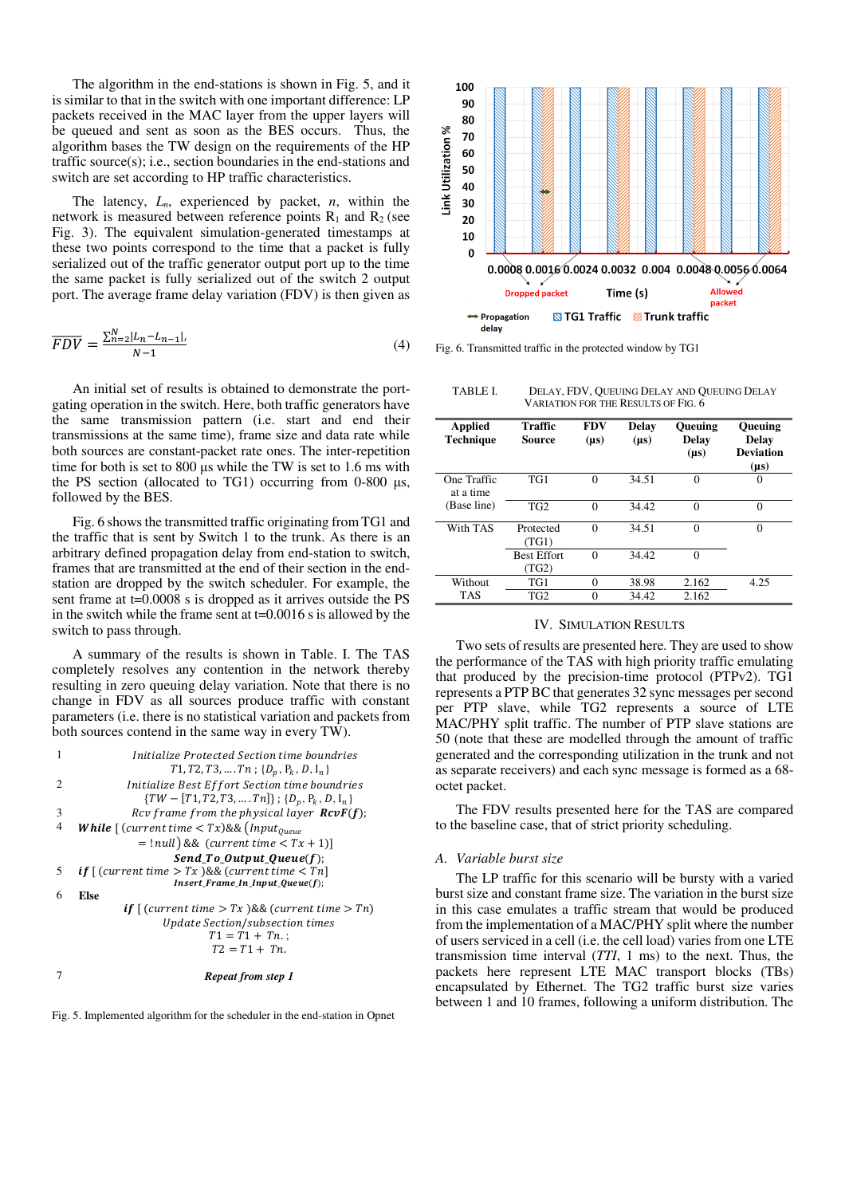The algorithm in the end-stations is shown in Fig. 5, and it is similar to that in the switch with one important difference: LP packets received in the MAC layer from the upper layers will be queued and sent as soon as the BES occurs. Thus, the algorithm bases the TW design on the requirements of the HP traffic source(s); i.e., section boundaries in the end-stations and switch are set according to HP traffic characteristics.

The latency, $L_n$, experienced by packet, $n$, within the network is measured between reference points $R_1$ and $R_2$ (see Fig. 3). The equivalent simulation-generated timestamps at these two points correspond to the time that a packet is fully serialized out of the traffic generator output port up to the time the same packet is fully serialized out of the switch 2 output port. The average frame delay variation (FDV) is then given as

$$\overline{FDV} = \frac{\sum_{n=2}^{N} |L_n - L_{n-1}|}{N-1} \tag{4}$$

An initial set of results is obtained to demonstrate the port-gating operation in the switch. Here, both traffic generators have the same transmission pattern (i.e. start and end their transmissions at the same time), frame size and data rate while both sources are constant-packet rate ones. The inter-repetition time for both is set to 800 µs while the TW is set to 1.6 ms with the PS section (allocated to TG1) occurring from 0-800 µs, followed by the BES.

Fig. 6 shows the transmitted traffic originating from TG1 and the traffic that is sent by Switch 1 to the trunk. As there is an arbitrary defined propagation delay from end-station to switch, frames that are transmitted at the end of their section in the end-station are dropped by the switch scheduler. For example, the sent frame at t=0.0008 s is dropped as it arrives outside the PS in the switch while the frame sent at t=0.0016 s is allowed by the switch to pass through.

A summary of the results is shown in Table. I. The TAS completely resolves any contention in the network thereby resulting in zero queuing delay variation. Note that there is no change in FDV as all sources produce traffic with constant parameters (i.e. there is no statistical variation and packets from both sources contend in the same way in every TW).

```
1   Initialize Protected Section time boundries
        T1, T2, T3, ....Tn ; {D_p, P_k, D, I_n}
2   Initialize Best Effort Section time boundries
        {TW − [T1, T2, T3, ....Tn]} ; {D_p, P_k, D, I_n}
3   Rcv frame from the physical layer RcvF(f);
4   While [ (current time < Tx) && (Input_Queue
        = !null) && (current time < Tx + 1)]
        Send_To_Output_Queue(f);
5   if [ (current time > Tx ) && (current time < Tn]
        Insert_Frame_In_Input_Queue(f);
6   Else
        if [ (current time > Tx ) && (current time > Tn)
        Update Section/subsection times
        T1 = T1 + Tn. ;
        T2 = T1 + Tn.
7   Repeat from step 1
```

Fig. 5. Implemented algorithm for the scheduler in the end-station in Opnet

Fig. 6. Transmitted traffic in the protected window by TG1

TABLE I. DELAY, FDV, QUEUING DELAY AND QUEUING DELAY VARIATION FOR THE RESULTS OF FIG. 6

| Applied Technique | Traffic Source | FDV (µs) | Delay (µs) | Queuing Delay (µs) | Queuing Delay Deviation (µs) |
|---|---|---|---|---|---|
| One Traffic at a time (Base line) | TG1 | 0 | 34.51 | 0 | 0 |
| | TG2 | 0 | 34.42 | 0 | 0 |
| With TAS | Protected (TG1) | 0 | 34.51 | 0 | 0 |
| | Best Effort (TG2) | 0 | 34.42 | 0 | |
| Without TAS | TG1 | 0 | 38.98 | 2.162 | 4.25 |
| | TG2 | 0 | 34.42 | 2.162 | |

## IV. SIMULATION RESULTS

Two sets of results are presented here. They are used to show the performance of the TAS with high priority traffic emulating that produced by the precision-time protocol (PTPv2). TG1 represents a PTP BC that generates 32 sync messages per second per PTP slave, while TG2 represents a source of LTE MAC/PHY split traffic. The number of PTP slave stations are 50 (note that these are modelled through the amount of traffic generated and the corresponding utilization in the trunk and not as separate receivers) and each sync message is formed as a 68-octet packet.

The FDV results presented here for the TAS are compared to the baseline case, that of strict priority scheduling.

### A. *Variable burst size*

The LP traffic for this scenario will be bursty with a varied burst size and constant frame size. The variation in the burst size in this case emulates a traffic stream that would be produced from the implementation of a MAC/PHY split where the number of users serviced in a cell (i.e. the cell load) varies from one LTE transmission time interval (*TTI*, 1 ms) to the next. Thus, the packets here represent LTE MAC transport blocks (TBs) encapsulated by Ethernet. The TG2 traffic burst size varies between 1 and 10 frames, following a uniform distribution. The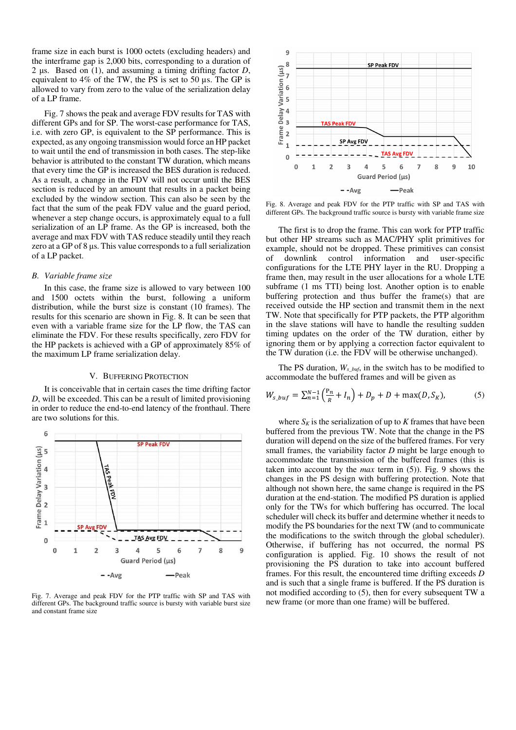frame size in each burst is 1000 octets (excluding headers) and the interframe gap is 2,000 bits, corresponding to a duration of 2 µs. Based on (1), and assuming a timing drifting factor $D$, equivalent to 4% of the TW, the PS is set to 50 µs. The GP is allowed to vary from zero to the value of the serialization delay of a LP frame.

Fig. 7 shows the peak and average FDV results for TAS with different GPs and for SP. The worst-case performance for TAS, i.e. with zero GP, is equivalent to the SP performance. This is expected, as any ongoing transmission would force an HP packet to wait until the end of transmission in both cases. The step-like behavior is attributed to the constant TW duration, which means that every time the GP is increased the BES duration is reduced. As a result, a change in the FDV will not occur until the BES section is reduced by an amount that results in a packet being excluded by the window section. This can also be seen by the fact that the sum of the peak FDV value and the guard period, whenever a step change occurs, is approximately equal to a full serialization of an LP frame. As the GP is increased, both the average and max FDV with TAS reduce steadily until they reach zero at a GP of 8 µs. This value corresponds to a full serialization of a LP packet.

### B. Variable frame size

In this case, the frame size is allowed to vary between 100 and 1500 octets within the burst, following a uniform distribution, while the burst size is constant (10 frames). The results for this scenario are shown in Fig. 8. It can be seen that even with a variable frame size for the LP flow, the TAS can eliminate the FDV. For these results specifically, zero FDV for the HP packets is achieved with a GP of approximately 85% of the maximum LP frame serialization delay.

## V. Buffering Protection

It is conceivable that in certain cases the time drifting factor $D$, will be exceeded. This can be a result of limited provisioning in order to reduce the end-to-end latency of the fronthaul. There are two solutions for this.

Fig. 7. Average and peak FDV for the PTP traffic with SP and TAS with different GPs. The background traffic source is bursty with variable burst size and constant frame size

Fig. 8. Average and peak FDV for the PTP traffic with SP and TAS with different GPs. The background traffic source is bursty with variable frame size

The first is to drop the frame. This can work for PTP traffic but other HP streams such as MAC/PHY split primitives for example, should not be dropped. These primitives can consist of downlink control information and user-specific configurations for the LTE PHY layer in the RU. Dropping a frame then, may result in the user allocations for a whole LTE subframe (1 ms TTI) being lost. Another option is to enable buffering protection and thus buffer the frame(s) that are received outside the HP section and transmit them in the next TW. Note that specifically for PTP packets, the PTP algorithm in the slave stations will have to handle the resulting sudden timing updates on the order of the TW duration, either by ignoring them or by applying a correction factor equivalent to the TW duration (i.e. the FDV will be otherwise unchanged).

The PS duration, $W_{s\_buf}$, in the switch has to be modified to accommodate the buffered frames and will be given as

$$W_{s\_buf} = \sum_{n=1}^{N-1}\left(\frac{P_n}{R} + I_n\right) + D_p + D + \max(D, S_K), \tag{5}$$

where $S_K$ is the serialization of up to $K$ frames that have been buffered from the previous TW. Note that the change in the PS duration will depend on the size of the buffered frames. For very small frames, the variability factor $D$ might be large enough to accommodate the transmission of the buffered frames (this is taken into account by the *max* term in (5)). Fig. 9 shows the changes in the PS design with buffering protection. Note that although not shown here, the same change is required in the PS duration at the end-station. The modified PS duration is applied only for the TWs for which buffering has occurred. The local scheduler will check its buffer and determine whether it needs to modify the PS boundaries for the next TW (and to communicate the modifications to the switch through the global scheduler). Otherwise, if buffering has not occurred, the normal PS configuration is applied. Fig. 10 shows the result of not provisioning the PS duration to take into account buffered frames. For this result, the encountered time drifting exceeds $D$ and is such that a single frame is buffered. If the PS duration is not modified according to (5), then for every subsequent TW a new frame (or more than one frame) will be buffered.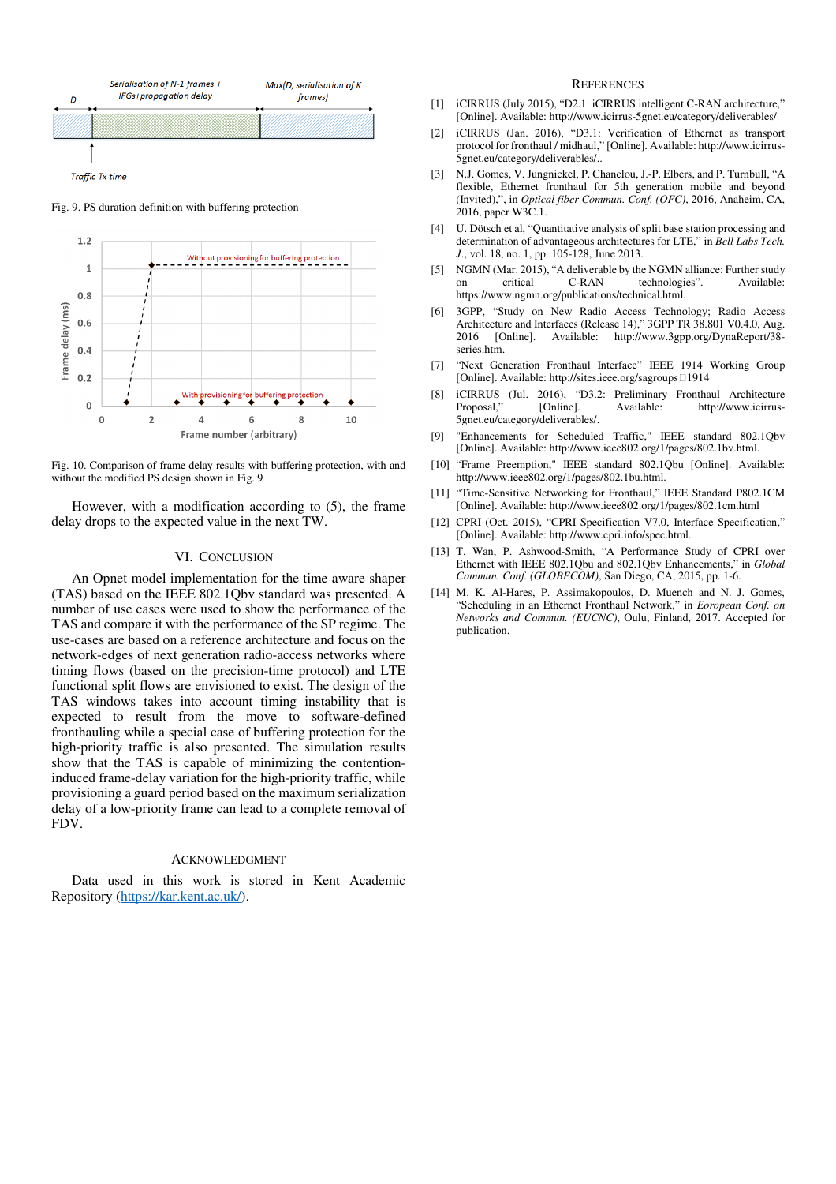D

Serialisation of N-1 frames + IFGs+propagation delay

Max(D, serialisation of K frames)

Traffic Tx time

Fig. 9. PS duration definition with buffering protection

1.2
1
0.8
0.6
0.4
0.2
0

Frame delay (ms)

Without provisioning for buffering protection

With provisioning for buffering protection

0 2 4 6 8 10

Frame number (arbitrary)

Fig. 10. Comparison of frame delay results with buffering protection, with and without the modified PS design shown in Fig. 9

However, with a modification according to (5), the frame delay drops to the expected value in the next TW.

## VI. Conclusion

An Opnet model implementation for the time aware shaper (TAS) based on the IEEE 802.1Qbv standard was presented. A number of use cases were used to show the performance of the TAS and compare it with the performance of the SP regime. The use-cases are based on a reference architecture and focus on the network-edges of next generation radio-access networks where timing flows (based on the precision-time protocol) and LTE functional split flows are envisioned to exist. The design of the TAS windows takes into account timing instability that is expected to result from the move to software-defined fronthauling while a special case of buffering protection for the high-priority traffic is also presented. The simulation results show that the TAS is capable of minimizing the contention-induced frame-delay variation for the high-priority traffic, while provisioning a guard period based on the maximum serialization delay of a low-priority frame can lead to a complete removal of FDV.

## Acknowledgment

Data used in this work is stored in Kent Academic Repository (https://kar.kent.ac.uk/).

## References

[1] iCIRRUS (July 2015), "D2.1: iCIRRUS intelligent C-RAN architecture," [Online]. Available: http://www.icirrus-5gnet.eu/category/deliverables/

[2] iCIRRUS (Jan. 2016), "D3.1: Verification of Ethernet as transport protocol for fronthaul / midhaul," [Online]. Available: http://www.icirrus-5gnet.eu/category/deliverables/..

[3] N.J. Gomes, V. Jungnickel, P. Chanclou, J.-P. Elbers, and P. Turnbull, "A flexible, Ethernet fronthaul for 5th generation mobile and beyond (Invited),", in *Optical fiber Commun. Conf. (OFC)*, 2016, Anaheim, CA, 2016, paper W3C.1.

[4] U. Dötsch et al, "Quantitative analysis of split base station processing and determination of advantageous architectures for LTE," in *Bell Labs Tech. J.*, vol. 18, no. 1, pp. 105-128, June 2013.

[5] NGMN (Mar. 2015), "A deliverable by the NGMN alliance: Further study on critical C-RAN technologies". Available: https://www.ngmn.org/publications/technical.html.

[6] 3GPP, "Study on New Radio Access Technology; Radio Access Architecture and Interfaces (Release 14)," 3GPP TR 38.801 V0.4.0, Aug. 2016 [Online]. Available: http://www.3gpp.org/DynaReport/38-series.htm.

[7] "Next Generation Fronthaul Interface" IEEE 1914 Working Group [Online]. Available: http://sites.ieee.org/sagroups 1914

[8] iCIRRUS (Jul. 2016), "D3.2: Preliminary Fronthaul Architecture Proposal," [Online]. Available: http://www.icirrus-5gnet.eu/category/deliverables/.

[9] "Enhancements for Scheduled Traffic," IEEE standard 802.1Qbv [Online]. Available: http://www.ieee802.org/1/pages/802.1bv.html.

[10] "Frame Preemption," IEEE standard 802.1Qbu [Online]. Available: http://www.ieee802.org/1/pages/802.1bu.html.

[11] "Time-Sensitive Networking for Fronthaul," IEEE Standard P802.1CM [Online]. Available: http://www.ieee802.org/1/pages/802.1cm.html

[12] CPRI (Oct. 2015), "CPRI Specification V7.0, Interface Specification," [Online]. Available: http://www.cpri.info/spec.html.

[13] T. Wan, P. Ashwood-Smith, "A Performance Study of CPRI over Ethernet with IEEE 802.1Qbu and 802.1Qbv Enhancements," in *Global Commun. Conf. (GLOBECOM)*, San Diego, CA, 2015, pp. 1-6.

[14] M. K. Al-Hares, P. Assimakopoulos, D. Muench and N. J. Gomes, "Scheduling in an Ethernet Fronthaul Network," in *European Conf. on Networks and Commun. (EUCNC)*, Oulu, Finland, 2017. Accepted for publication.